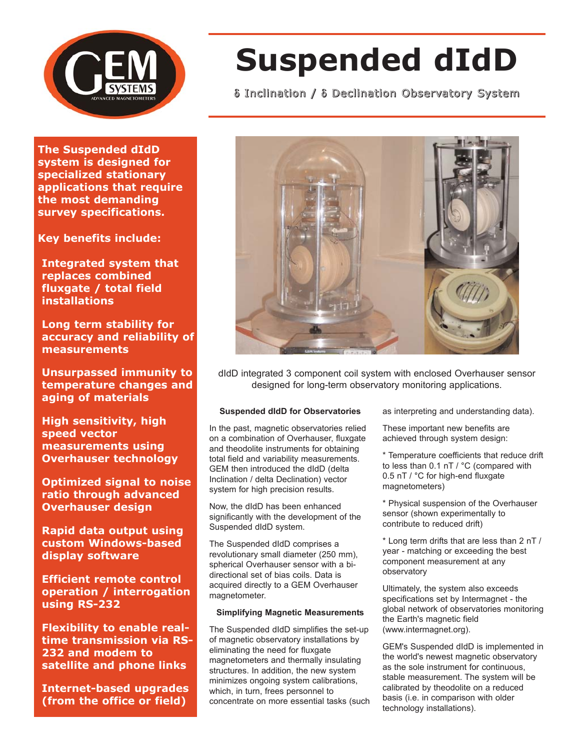# Suspended dIdD

δ Inclination / δ Declination Observatory System

**The Suspended dIdD system is designed for specialized stationary applications that require the most demanding survey specifications.**

**Key benefits include:**

- **Integrated system that replaces combined fluxgate / total field installations**
- **Long term stability for accuracy and reliability of measurements**
- **Unsurpassed immunity to temperature changes and aging of materials**
- **High sensitivity, high speed vector measurements using Overhauser technology**
- **Optimized signal to noise ratio through advanced Overhauser design**
- **Rapid data output using custom Windows-based display software**
- **Efficient remote control operation / interrogation using RS-232**
- **Flexibility to enable real-time transmission via RS-232 and modem to satellite and phone links**
- **Internet-based upgrades (from the office or field)**

dIdD integrated 3 component coil system with enclosed Overhauser sensor designed for long-term observatory monitoring applications.

### Suspended dIdD for Observatories

In the past, magnetic observatories relied on a combination of Overhauser, fluxgate and theodolite instruments for obtaining total field and variability measurements. GEM then introduced the dIdD (delta Inclination / delta Declination) vector system for high precision results.

Now, the dIdD has been enhanced significantly with the development of the Suspended dIdD system.

The Suspended dIdD comprises a revolutionary small diameter (250 mm), spherical Overhauser sensor with a bi-directional set of bias coils. Data is acquired directly to a GEM Overhauser magnetometer.

### Simplifying Magnetic Measurements

The Suspended dIdD simplifies the set-up of magnetic observatory installations by eliminating the need for fluxgate magnetometers and thermally insulating structures. In addition, the new system minimizes ongoing system calibrations, which, in turn, frees personnel to concentrate on more essential tasks (such as interpreting and understanding data).

These important new benefits are achieved through system design:

* Temperature coefficients that reduce drift to less than 0.1 nT / °C (compared with 0.5 nT / °C for high-end fluxgate magnetometers)

* Physical suspension of the Overhauser sensor (shown experimentally to contribute to reduced drift)

* Long term drifts that are less than 2 nT / year - matching or exceeding the best component measurement at any observatory

Ultimately, the system also exceeds specifications set by Intermagnet - the global network of observatories monitoring the Earth's magnetic field (www.intermagnet.org).

GEM's Suspended dIdD is implemented in the world's newest magnetic observatory as the sole instrument for continuous, stable measurement. The system will be calibrated by theodolite on a reduced basis (i.e. in comparison with older technology installations).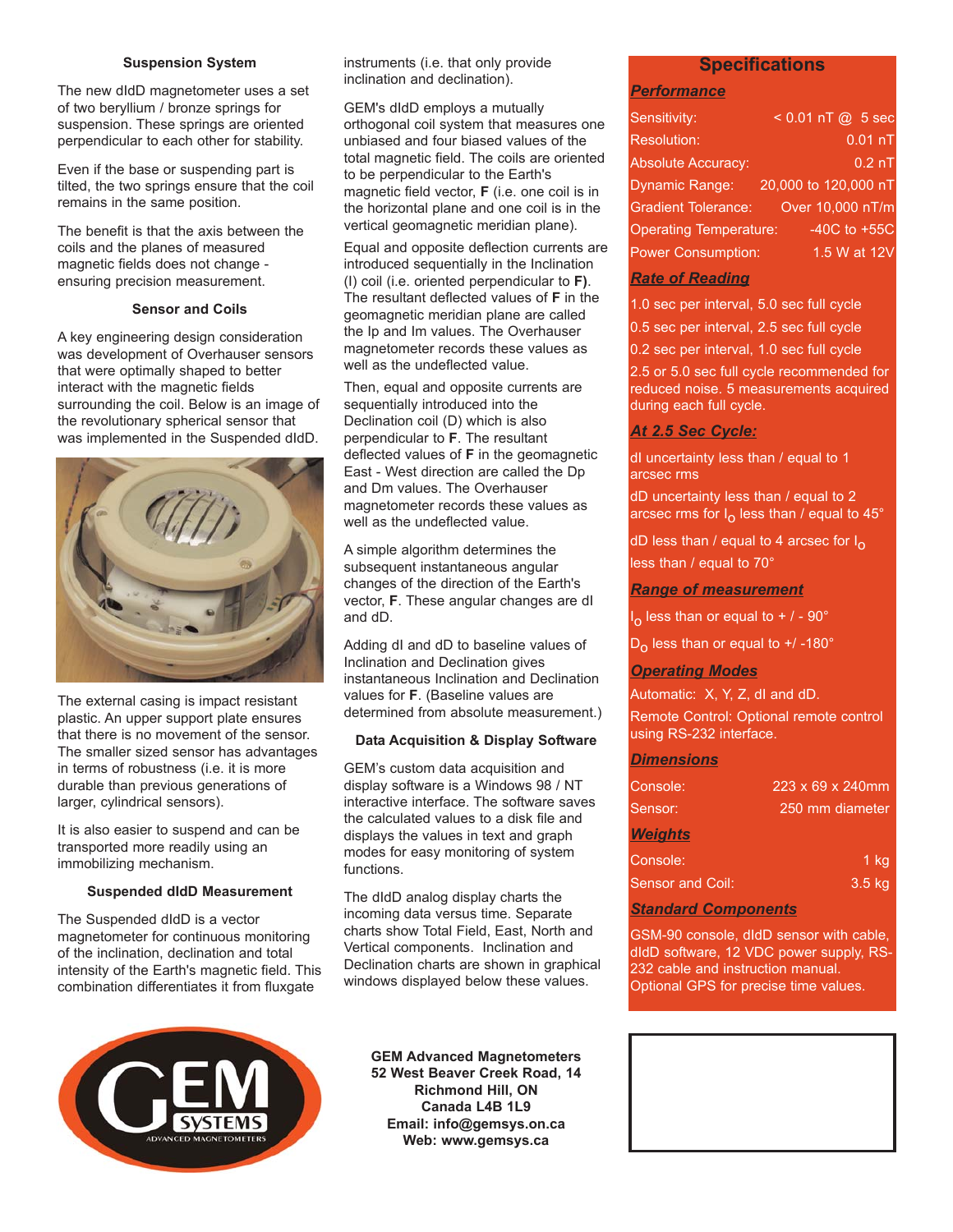### Suspension System

The new dIdD magnetometer uses a set of two beryllium / bronze springs for suspension. These springs are oriented perpendicular to each other for stability.

Even if the base or suspending part is tilted, the two springs ensure that the coil remains in the same position.

The benefit is that the axis between the coils and the planes of measured magnetic fields does not change - ensuring precision measurement.

### Sensor and Coils

A key engineering design consideration was development of Overhauser sensors that were optimally shaped to better interact with the magnetic fields surrounding the coil. Below is an image of the revolutionary spherical sensor that was implemented in the Suspended dIdD.

The external casing is impact resistant plastic. An upper support plate ensures that there is no movement of the sensor. The smaller sized sensor has advantages in terms of robustness (i.e. it is more durable than previous generations of larger, cylindrical sensors).

It is also easier to suspend and can be transported more readily using an immobilizing mechanism.

### Suspended dIdD Measurement

The Suspended dIdD is a vector magnetometer for continuous monitoring of the inclination, declination and total intensity of the Earth's magnetic field. This combination differentiates it from fluxgate instruments (i.e. that only provide inclination and declination).

GEM's dIdD employs a mutually orthogonal coil system that measures one unbiased and four biased values of the total magnetic field. The coils are oriented to be perpendicular to the Earth's magnetic field vector, **F** (i.e. one coil is in the horizontal plane and one coil is in the vertical geomagnetic meridian plane).

Equal and opposite deflection currents are introduced sequentially in the Inclination (I) coil (i.e. oriented perpendicular to **F**). The resultant deflected values of **F** in the geomagnetic meridian plane are called the Ip and Im values. The Overhauser magnetometer records these values as well as the undeflected value.

Then, equal and opposite currents are sequentially introduced into the Declination coil (D) which is also perpendicular to **F**. The resultant deflected values of **F** in the geomagnetic East - West direction are called the Dp and Dm values. The Overhauser magnetometer records these values as well as the undeflected value.

A simple algorithm determines the subsequent instantaneous angular changes of the direction of the Earth's vector, **F**. These angular changes are dI and dD.

Adding dI and dD to baseline values of Inclination and Declination gives instantaneous Inclination and Declination values for **F**. (Baseline values are determined from absolute measurement.)

### Data Acquisition & Display Software

GEM's custom data acquisition and display software is a Windows 98 / NT interactive interface. The software saves the calculated values to a disk file and displays the values in text and graph modes for easy monitoring of system functions.

The dIdD analog display charts the incoming data versus time. Separate charts show Total Field, East, North and Vertical components. Inclination and Declination charts are shown in graphical windows displayed below these values.

## Specifications

### *Performance*

| | |
|---|---|
| Sensitivity: | < 0.01 nT @ 5 sec |
| Resolution: | 0.01 nT |
| Absolute Accuracy: | 0.2 nT |
| Dynamic Range: | 20,000 to 120,000 nT |
| Gradient Tolerance: | Over 10,000 nT/m |
| Operating Temperature: | -40C to +55C |
| Power Consumption: | 1.5 W at 12V |

### *Rate of Reading*

1.0 sec per interval, 5.0 sec full cycle

0.5 sec per interval, 2.5 sec full cycle

0.2 sec per interval, 1.0 sec full cycle

2.5 or 5.0 sec full cycle recommended for reduced noise. 5 measurements acquired during each full cycle.

### *At 2.5 Sec Cycle:*

dI uncertainty less than / equal to 1 arcsec rms

dD uncertainty less than / equal to 2 arcsec rms for $I_O$ less than / equal to 45°

dD less than / equal to 4 arcsec for $I_O$ less than / equal to 70°

### *Range of measurement*

$I_O$ less than or equal to + / - 90°

$D_O$ less than or equal to +/ -180°

### *Operating Modes*

Automatic: X, Y, Z, dI and dD.

Remote Control: Optional remote control using RS-232 interface.

### *Dimensions*

| | |
|---|---|
| Console: | 223 x 69 x 240mm |
| Sensor: | 250 mm diameter |

### *Weights*

| | |
|---|---|
| Console: | 1 kg |
| Sensor and Coil: | 3.5 kg |

### *Standard Components*

GSM-90 console, dIdD sensor with cable, dIdD software, 12 VDC power supply, RS-232 cable and instruction manual. Optional GPS for precise time values.

**GEM Advanced Magnetometers**
**52 West Beaver Creek Road, 14**
**Richmond Hill, ON**
**Canada L4B 1L9**
**Email: info@gemsys.on.ca**
**Web: www.gemsys.ca**